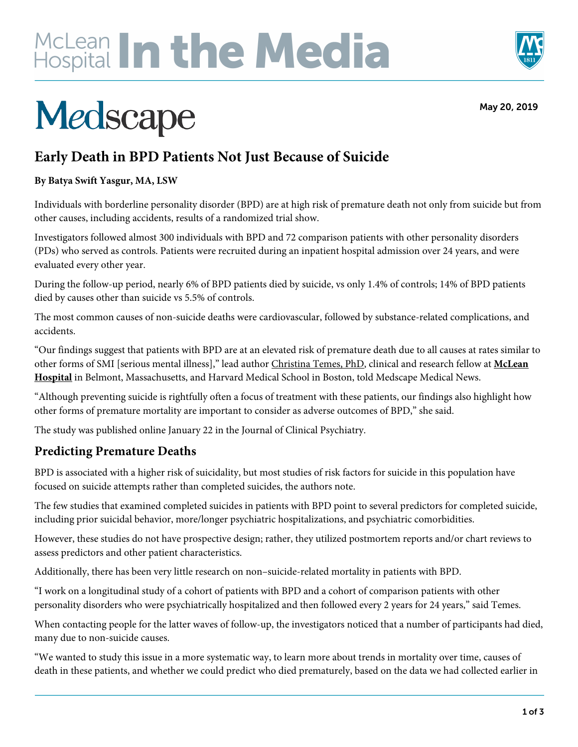# McLean Hospital In the Media

# Medscape

May 20, 2019

## Early Death in BPD Patients Not Just Because of Suicide

**By Batya Swift Yasgur, MA, LSW**

Individuals with borderline personality disorder (BPD) are at high risk of premature death not only from suicide but from other causes, including accidents, results of a randomized trial show.

Investigators followed almost 300 individuals with BPD and 72 comparison patients with other personality disorders (PDs) who served as controls. Patients were recruited during an inpatient hospital admission over 24 years, and were evaluated every other year.

During the follow-up period, nearly 6% of BPD patients died by suicide, vs only 1.4% of controls; 14% of BPD patients died by causes other than suicide vs 5.5% of controls.

The most common causes of non-suicide deaths were cardiovascular, followed by substance-related complications, and accidents.

"Our findings suggest that patients with BPD are at an elevated risk of premature death due to all causes at rates similar to other forms of SMI [serious mental illness]," lead author Christina Temes, PhD, clinical and research fellow at **McLean Hospital** in Belmont, Massachusetts, and Harvard Medical School in Boston, told Medscape Medical News.

"Although preventing suicide is rightfully often a focus of treatment with these patients, our findings also highlight how other forms of premature mortality are important to consider as adverse outcomes of BPD," she said.

The study was published online January 22 in the Journal of Clinical Psychiatry.

### Predicting Premature Deaths

BPD is associated with a higher risk of suicidality, but most studies of risk factors for suicide in this population have focused on suicide attempts rather than completed suicides, the authors note.

The few studies that examined completed suicides in patients with BPD point to several predictors for completed suicide, including prior suicidal behavior, more/longer psychiatric hospitalizations, and psychiatric comorbidities.

However, these studies do not have prospective design; rather, they utilized postmortem reports and/or chart reviews to assess predictors and other patient characteristics.

Additionally, there has been very little research on non–suicide-related mortality in patients with BPD.

"I work on a longitudinal study of a cohort of patients with BPD and a cohort of comparison patients with other personality disorders who were psychiatrically hospitalized and then followed every 2 years for 24 years," said Temes.

When contacting people for the latter waves of follow-up, the investigators noticed that a number of participants had died, many due to non-suicide causes.

"We wanted to study this issue in a more systematic way, to learn more about trends in mortality over time, causes of death in these patients, and whether we could predict who died prematurely, based on the data we had collected earlier in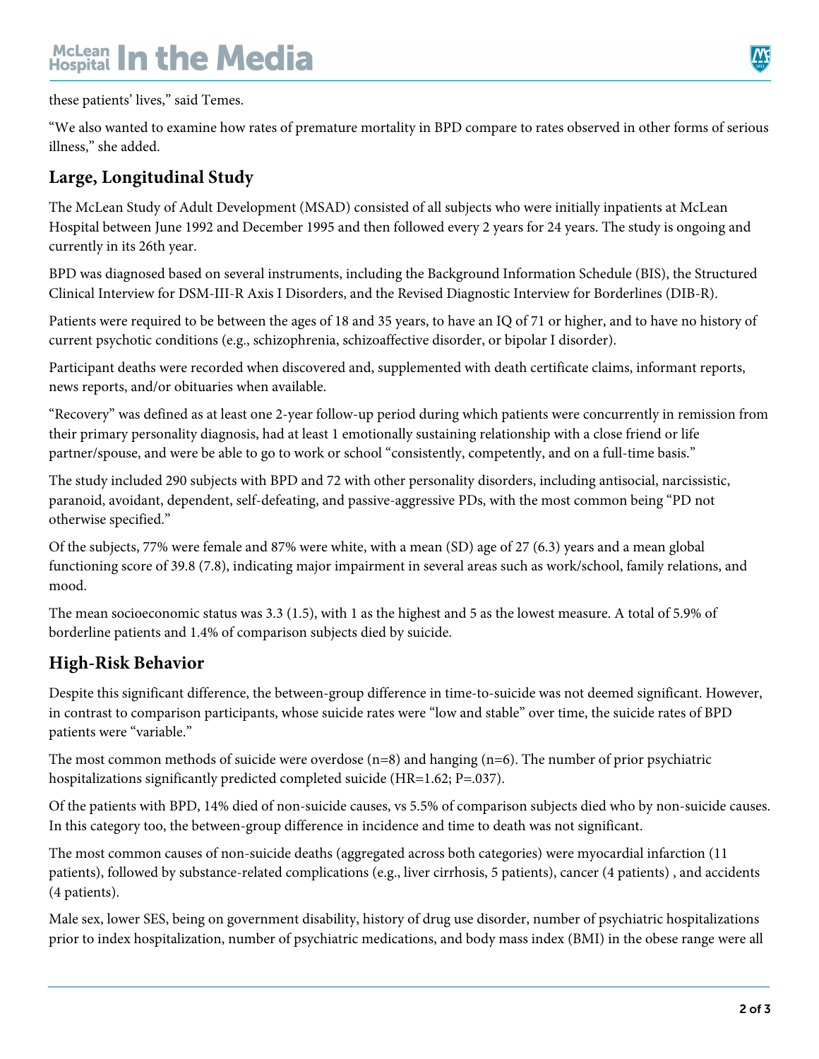these patients' lives," said Temes.

"We also wanted to examine how rates of premature mortality in BPD compare to rates observed in other forms of serious illness," she added.

## Large, Longitudinal Study

The McLean Study of Adult Development (MSAD) consisted of all subjects who were initially inpatients at McLean Hospital between June 1992 and December 1995 and then followed every 2 years for 24 years. The study is ongoing and currently in its 26th year.

BPD was diagnosed based on several instruments, including the Background Information Schedule (BIS), the Structured Clinical Interview for DSM-III-R Axis I Disorders, and the Revised Diagnostic Interview for Borderlines (DIB-R).

Patients were required to be between the ages of 18 and 35 years, to have an IQ of 71 or higher, and to have no history of current psychotic conditions (e.g., schizophrenia, schizoaffective disorder, or bipolar I disorder).

Participant deaths were recorded when discovered and, supplemented with death certificate claims, informant reports, news reports, and/or obituaries when available.

"Recovery" was defined as at least one 2-year follow-up period during which patients were concurrently in remission from their primary personality diagnosis, had at least 1 emotionally sustaining relationship with a close friend or life partner/spouse, and were be able to go to work or school "consistently, competently, and on a full-time basis."

The study included 290 subjects with BPD and 72 with other personality disorders, including antisocial, narcissistic, paranoid, avoidant, dependent, self-defeating, and passive-aggressive PDs, with the most common being "PD not otherwise specified."

Of the subjects, 77% were female and 87% were white, with a mean (SD) age of 27 (6.3) years and a mean global functioning score of 39.8 (7.8), indicating major impairment in several areas such as work/school, family relations, and mood.

The mean socioeconomic status was 3.3 (1.5), with 1 as the highest and 5 as the lowest measure. A total of 5.9% of borderline patients and 1.4% of comparison subjects died by suicide.

## High-Risk Behavior

Despite this significant difference, the between-group difference in time-to-suicide was not deemed significant. However, in contrast to comparison participants, whose suicide rates were "low and stable" over time, the suicide rates of BPD patients were "variable."

The most common methods of suicide were overdose (n=8) and hanging (n=6). The number of prior psychiatric hospitalizations significantly predicted completed suicide (HR=1.62; P=.037).

Of the patients with BPD, 14% died of non-suicide causes, vs 5.5% of comparison subjects died who by non-suicide causes. In this category too, the between-group difference in incidence and time to death was not significant.

The most common causes of non-suicide deaths (aggregated across both categories) were myocardial infarction (11 patients), followed by substance-related complications (e.g., liver cirrhosis, 5 patients), cancer (4 patients) , and accidents (4 patients).

Male sex, lower SES, being on government disability, history of drug use disorder, number of psychiatric hospitalizations prior to index hospitalization, number of psychiatric medications, and body mass index (BMI) in the obese range were all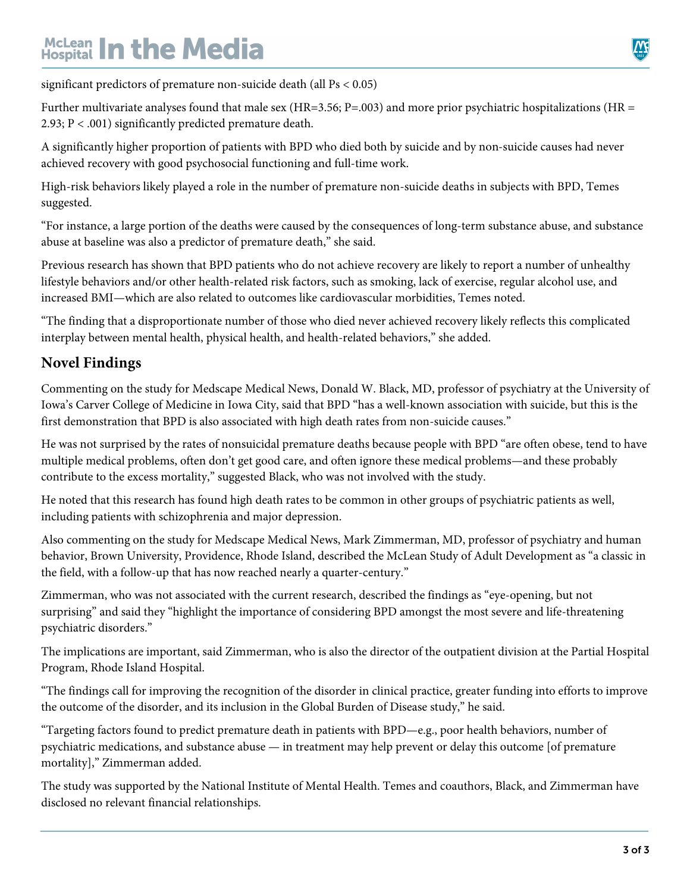significant predictors of premature non-suicide death (all Ps < 0.05)

Further multivariate analyses found that male sex (HR=3.56; P=.003) and more prior psychiatric hospitalizations (HR = 2.93; P < .001) significantly predicted premature death.

A significantly higher proportion of patients with BPD who died both by suicide and by non-suicide causes had never achieved recovery with good psychosocial functioning and full-time work.

High-risk behaviors likely played a role in the number of premature non-suicide deaths in subjects with BPD, Temes suggested.

"For instance, a large portion of the deaths were caused by the consequences of long-term substance abuse, and substance abuse at baseline was also a predictor of premature death," she said.

Previous research has shown that BPD patients who do not achieve recovery are likely to report a number of unhealthy lifestyle behaviors and/or other health-related risk factors, such as smoking, lack of exercise, regular alcohol use, and increased BMI—which are also related to outcomes like cardiovascular morbidities, Temes noted.

"The finding that a disproportionate number of those who died never achieved recovery likely reflects this complicated interplay between mental health, physical health, and health-related behaviors," she added.

## Novel Findings

Commenting on the study for Medscape Medical News, Donald W. Black, MD, professor of psychiatry at the University of Iowa's Carver College of Medicine in Iowa City, said that BPD "has a well-known association with suicide, but this is the first demonstration that BPD is also associated with high death rates from non-suicide causes."

He was not surprised by the rates of nonsuicidal premature deaths because people with BPD "are often obese, tend to have multiple medical problems, often don't get good care, and often ignore these medical problems—and these probably contribute to the excess mortality," suggested Black, who was not involved with the study.

He noted that this research has found high death rates to be common in other groups of psychiatric patients as well, including patients with schizophrenia and major depression.

Also commenting on the study for Medscape Medical News, Mark Zimmerman, MD, professor of psychiatry and human behavior, Brown University, Providence, Rhode Island, described the McLean Study of Adult Development as "a classic in the field, with a follow-up that has now reached nearly a quarter-century."

Zimmerman, who was not associated with the current research, described the findings as "eye-opening, but not surprising" and said they "highlight the importance of considering BPD amongst the most severe and life-threatening psychiatric disorders."

The implications are important, said Zimmerman, who is also the director of the outpatient division at the Partial Hospital Program, Rhode Island Hospital.

"The findings call for improving the recognition of the disorder in clinical practice, greater funding into efforts to improve the outcome of the disorder, and its inclusion in the Global Burden of Disease study," he said.

"Targeting factors found to predict premature death in patients with BPD—e.g., poor health behaviors, number of psychiatric medications, and substance abuse — in treatment may help prevent or delay this outcome [of premature mortality]," Zimmerman added.

The study was supported by the National Institute of Mental Health. Temes and coauthors, Black, and Zimmerman have disclosed no relevant financial relationships.